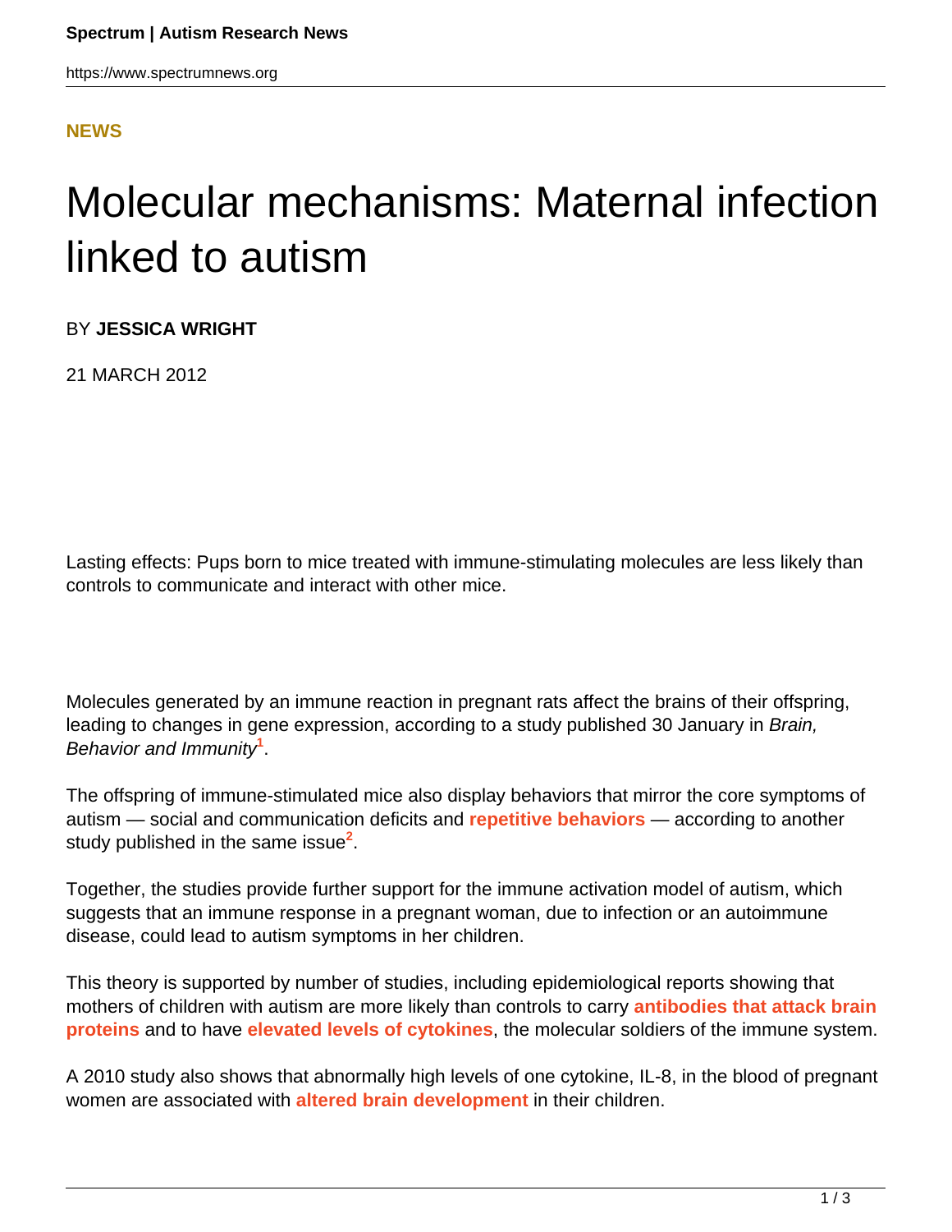NEWS

# Molecular mechanisms: Maternal infection linked to autism

BY **JESSICA WRIGHT**

21 MARCH 2012

Lasting effects: Pups born to mice treated with immune-stimulating molecules are less likely than controls to communicate and interact with other mice.

Molecules generated by an immune reaction in pregnant rats affect the brains of their offspring, leading to changes in gene expression, according to a study published 30 January in *Brain, Behavior and Immunity*[1].

The offspring of immune-stimulated mice also display behaviors that mirror the core symptoms of autism — social and communication deficits and **repetitive behaviors** — according to another study published in the same issue[2].

Together, the studies provide further support for the immune activation model of autism, which suggests that an immune response in a pregnant woman, due to infection or an autoimmune disease, could lead to autism symptoms in her children.

This theory is supported by number of studies, including epidemiological reports showing that mothers of children with autism are more likely than controls to carry **antibodies that attack brain proteins** and to have **elevated levels of cytokines**, the molecular soldiers of the immune system.

A 2010 study also shows that abnormally high levels of one cytokine, IL-8, in the blood of pregnant women are associated with **altered brain development** in their children.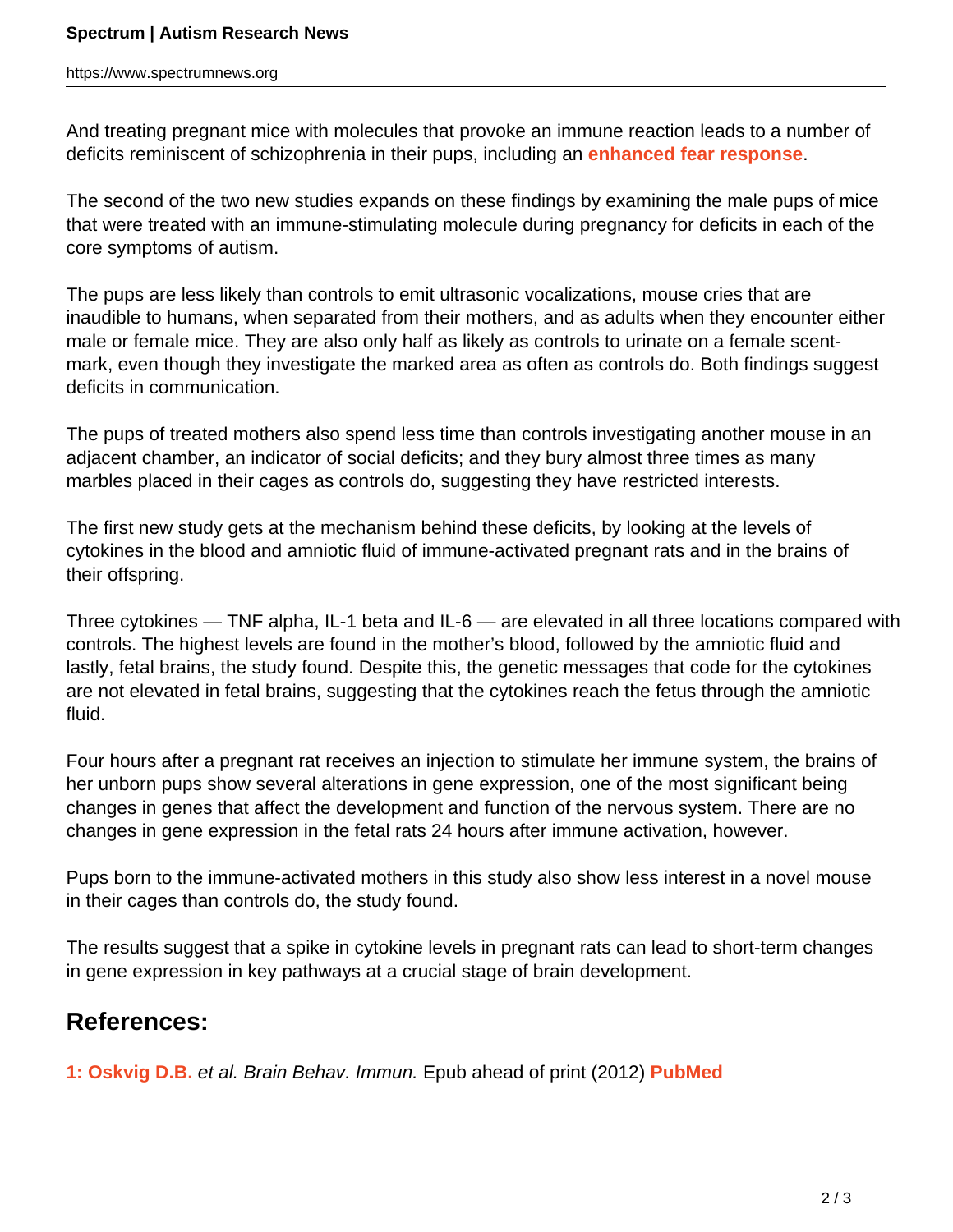And treating pregnant mice with molecules that provoke an immune reaction leads to a number of deficits reminiscent of schizophrenia in their pups, including an **enhanced fear response**.

The second of the two new studies expands on these findings by examining the male pups of mice that were treated with an immune-stimulating molecule during pregnancy for deficits in each of the core symptoms of autism.

The pups are less likely than controls to emit ultrasonic vocalizations, mouse cries that are inaudible to humans, when separated from their mothers, and as adults when they encounter either male or female mice. They are also only half as likely as controls to urinate on a female scent-mark, even though they investigate the marked area as often as controls do. Both findings suggest deficits in communication.

The pups of treated mothers also spend less time than controls investigating another mouse in an adjacent chamber, an indicator of social deficits; and they bury almost three times as many marbles placed in their cages as controls do, suggesting they have restricted interests.

The first new study gets at the mechanism behind these deficits, by looking at the levels of cytokines in the blood and amniotic fluid of immune-activated pregnant rats and in the brains of their offspring.

Three cytokines — TNF alpha, IL-1 beta and IL-6 — are elevated in all three locations compared with controls. The highest levels are found in the mother's blood, followed by the amniotic fluid and lastly, fetal brains, the study found. Despite this, the genetic messages that code for the cytokines are not elevated in fetal brains, suggesting that the cytokines reach the fetus through the amniotic fluid.

Four hours after a pregnant rat receives an injection to stimulate her immune system, the brains of her unborn pups show several alterations in gene expression, one of the most significant being changes in genes that affect the development and function of the nervous system. There are no changes in gene expression in the fetal rats 24 hours after immune activation, however.

Pups born to the immune-activated mothers in this study also show less interest in a novel mouse in their cages than controls do, the study found.

The results suggest that a spike in cytokine levels in pregnant rats can lead to short-term changes in gene expression in key pathways at a crucial stage of brain development.

## References:

**1: Oskvig D.B.** *et al. Brain Behav. Immun.* Epub ahead of print (2012) **PubMed**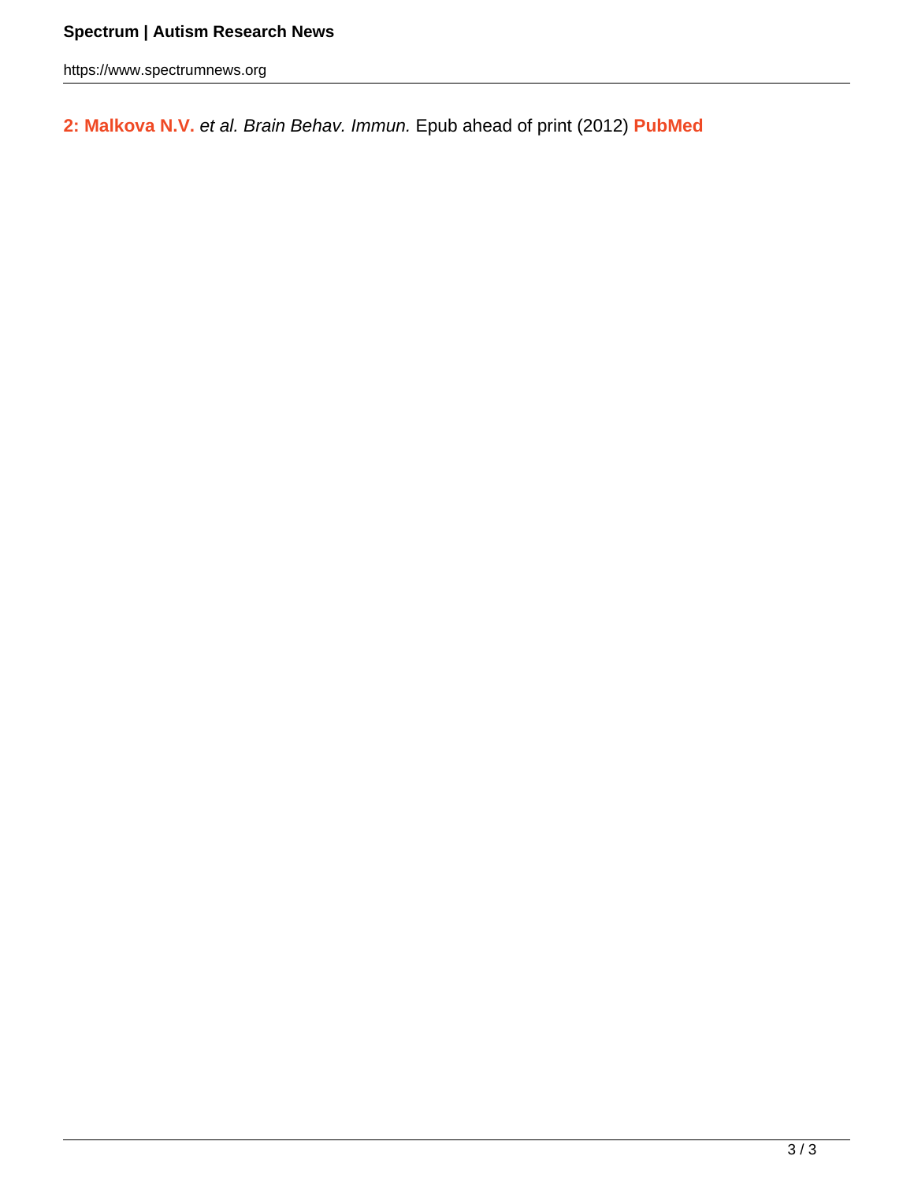**2: Malkova N.V.** *et al. Brain Behav. Immun.* Epub ahead of print (2012) **PubMed**